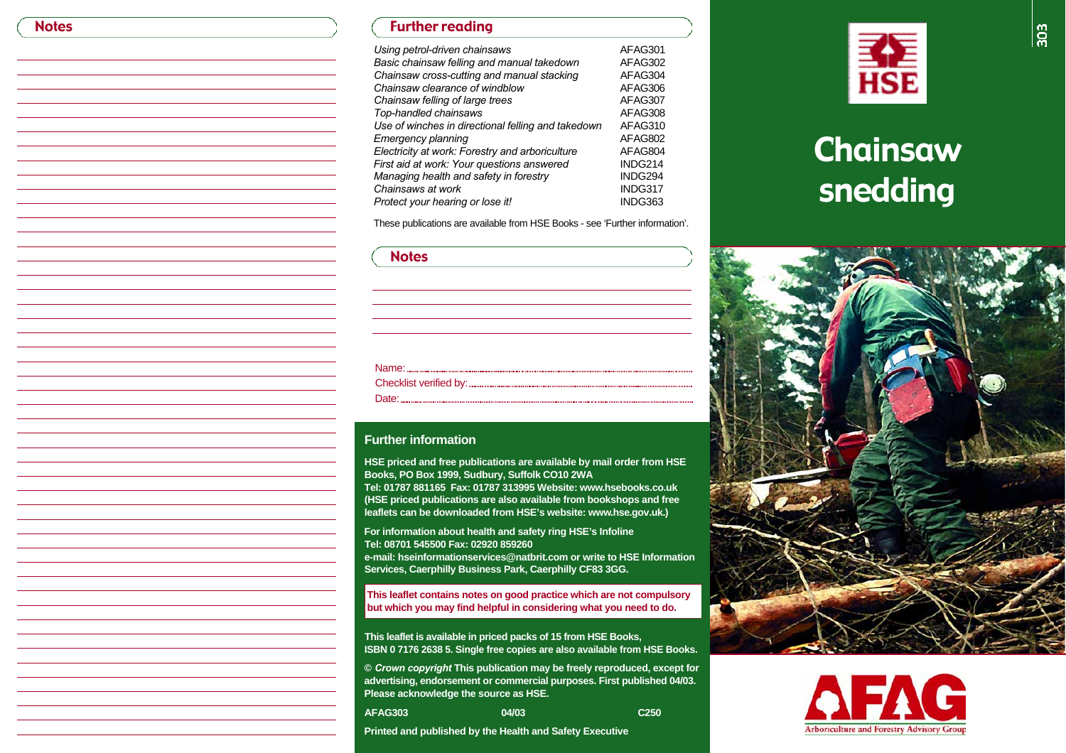## Notes

## Further reading

| | |
|---|---|
| *Using petrol-driven chainsaws* | AFAG301 |
| *Basic chainsaw felling and manual takedown* | AFAG302 |
| *Chainsaw cross-cutting and manual stacking* | AFAG304 |
| *Chainsaw clearance of windblow* | AFAG306 |
| *Chainsaw felling of large trees* | AFAG307 |
| *Top-handled chainsaws* | AFAG308 |
| *Use of winches in directional felling and takedown* | AFAG310 |
| *Emergency planning* | AFAG802 |
| *Electricity at work: Forestry and arboriculture* | AFAG804 |
| *First aid at work: Your questions answered* | INDG214 |
| *Managing health and safety in forestry* | INDG294 |
| *Chainsaws at work* | INDG317 |
| *Protect your hearing or lose it!* | INDG363 |

These publications are available from HSE Books - see 'Further information'.

## Notes

Name:

Checklist verified by:

Date:

## Further information

**HSE priced and free publications are available by mail order from HSE Books, PO Box 1999, Sudbury, Suffolk CO10 2WA**
**Tel: 01787 881165 Fax: 01787 313995 Website: www.hsebooks.co.uk (HSE priced publications are also available from bookshops and free leaflets can be downloaded from HSE's website: www.hse.gov.uk.)**

**For information about health and safety ring HSE's Infoline**
**Tel: 08701 545500 Fax: 02920 859260**
**e-mail: hseinformationservices@natbrit.com or write to HSE Information Services, Caerphilly Business Park, Caerphilly CF83 3GG.**

**This leaflet contains notes on good practice which are not compulsory but which you may find helpful in considering what you need to do.**

**This leaflet is available in priced packs of 15 from HSE Books, ISBN 0 7176 2638 5. Single free copies are also available from HSE Books.**

**© *Crown copyright* This publication may be freely reproduced, except for advertising, endorsement or commercial purposes. First published 04/03. Please acknowledge the source as HSE.**

**AFAG303 04/03 C250**

**Printed and published by the Health and Safety Executive**

HSE

# Chainsaw snedding

AFAG
Arboriculture and Forestry Advisory Group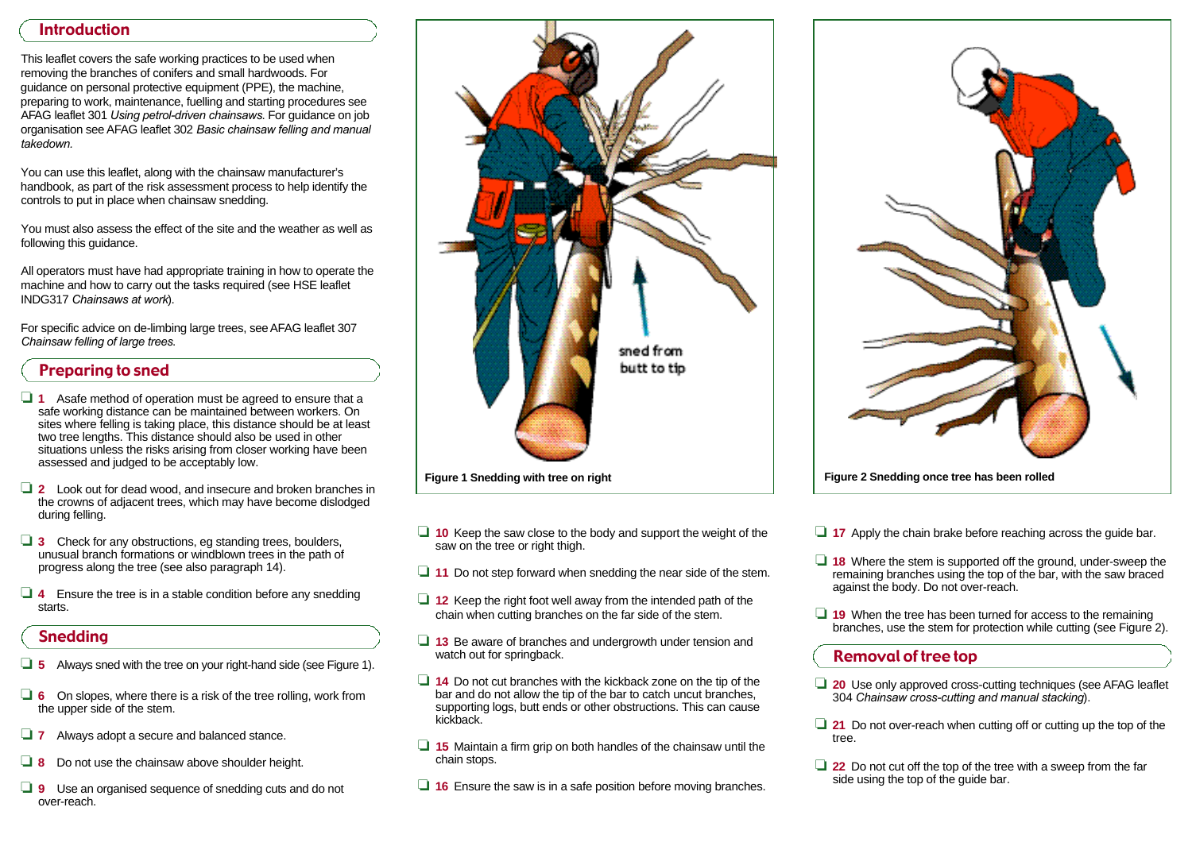## Introduction

This leaflet covers the safe working practices to be used when removing the branches of conifers and small hardwoods. For guidance on personal protective equipment (PPE), the machine, preparing to work, maintenance, fuelling and starting procedures see AFAG leaflet 301 *Using petrol-driven chainsaws.* For guidance on job organisation see AFAG leaflet 302 *Basic chainsaw felling and manual takedown.*

You can use this leaflet, along with the chainsaw manufacturer's handbook, as part of the risk assessment process to help identify the controls to put in place when chainsaw snedding.

You must also assess the effect of the site and the weather as well as following this guidance.

All operators must have had appropriate training in how to operate the machine and how to carry out the tasks required (see HSE leaflet INDG317 *Chainsaws at work*).

For specific advice on de-limbing large trees, see AFAG leaflet 307 *Chainsaw felling of large trees.*

## Preparing to sned

- ❑ **1** Asafe method of operation must be agreed to ensure that a safe working distance can be maintained between workers. On sites where felling is taking place, this distance should be at least two tree lengths. This distance should also be used in other situations unless the risks arising from closer working have been assessed and judged to be acceptably low.
- ❑ **2** Look out for dead wood, and insecure and broken branches in the crowns of adjacent trees, which may have become dislodged during felling.
- ❑ **3** Check for any obstructions, eg standing trees, boulders, unusual branch formations or windblown trees in the path of progress along the tree (see also paragraph 14).
- ❑ **4** Ensure the tree is in a stable condition before any snedding starts.

## Snedding

- ❑ **5** Always sned with the tree on your right-hand side (see Figure 1).
- ❑ **6** On slopes, where there is a risk of the tree rolling, work from the upper side of the stem.
- ❑ **7** Always adopt a secure and balanced stance.
- ❑ **8** Do not use the chainsaw above shoulder height.
- ❑ **9** Use an organised sequence of snedding cuts and do not over-reach.

sned from butt to tip

**Figure 1 Snedding with tree on right**

- ❑ **10** Keep the saw close to the body and support the weight of the saw on the tree or right thigh.
- ❑ **11** Do not step forward when snedding the near side of the stem.
- ❑ **12** Keep the right foot well away from the intended path of the chain when cutting branches on the far side of the stem.
- ❑ **13** Be aware of branches and undergrowth under tension and watch out for springback.
- ❑ **14** Do not cut branches with the kickback zone on the tip of the bar and do not allow the tip of the bar to catch uncut branches, supporting logs, butt ends or other obstructions. This can cause kickback.
- ❑ **15** Maintain a firm grip on both handles of the chainsaw until the chain stops.
- ❑ **16** Ensure the saw is in a safe position before moving branches.

**Figure 2 Snedding once tree has been rolled**

- ❑ **17** Apply the chain brake before reaching across the guide bar.
- ❑ **18** Where the stem is supported off the ground, under-sweep the remaining branches using the top of the bar, with the saw braced against the body. Do not over-reach.
- ❑ **19** When the tree has been turned for access to the remaining branches, use the stem for protection while cutting (see Figure 2).

## Removal of tree top

- ❑ **20** Use only approved cross-cutting techniques (see AFAG leaflet 304 *Chainsaw cross-cutting and manual stacking*).
- ❑ **21** Do not over-reach when cutting off or cutting up the top of the tree.
- ❑ **22** Do not cut off the top of the tree with a sweep from the far side using the top of the guide bar.